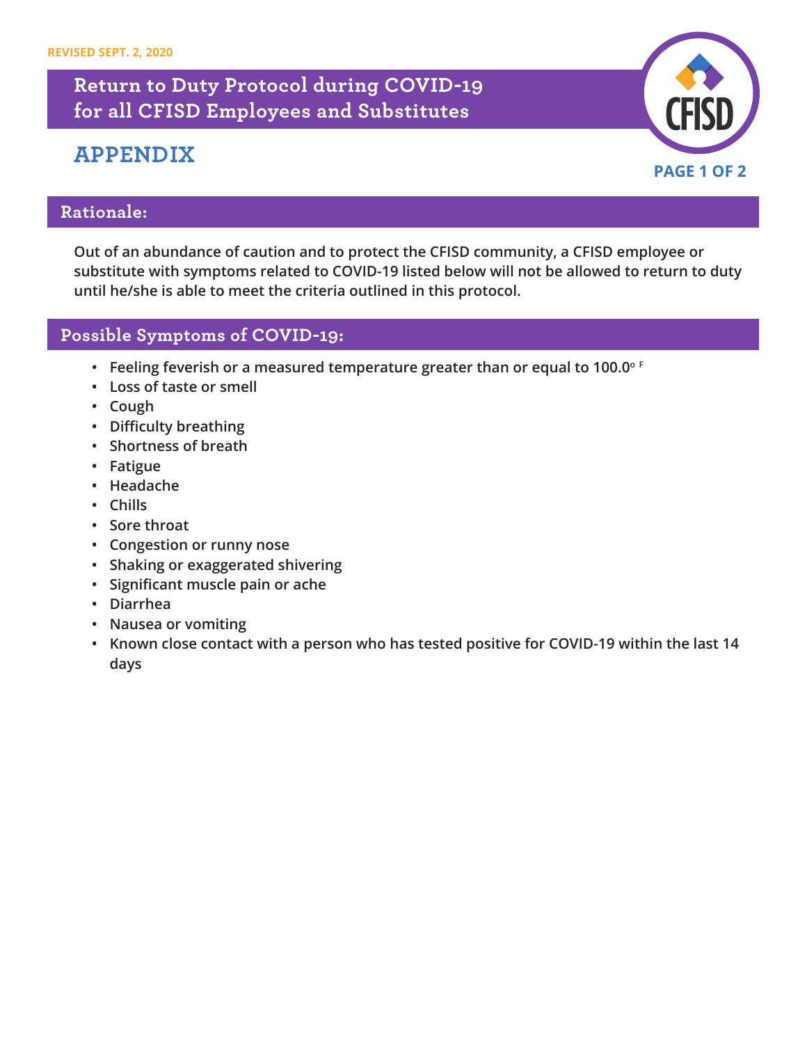REVISED SEPT. 2, 2020

# Return to Duty Protocol during COVID-19 for all CFISD Employees and Substitutes

## APPENDIX

## Rationale:

**Out of an abundance of caution and to protect the CFISD community, a CFISD employee or substitute with symptoms related to COVID-19 listed below will not be allowed to return to duty until he/she is able to meet the criteria outlined in this protocol.**

## Possible Symptoms of COVID-19:

- Feeling feverish or a measured temperature greater than or equal to 100.0° F
- Loss of taste or smell
- Cough
- Difficulty breathing
- Shortness of breath
- Fatigue
- Headache
- Chills
- Sore throat
- Congestion or runny nose
- Shaking or exaggerated shivering
- Significant muscle pain or ache
- Diarrhea
- Nausea or vomiting
- Known close contact with a person who has tested positive for COVID-19 within the last 14 days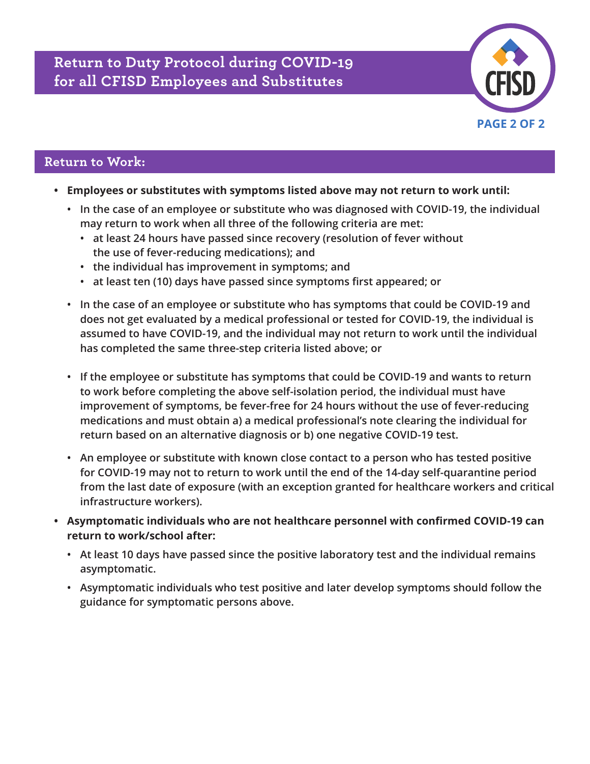# Return to Duty Protocol during COVID-19 for all CFISD Employees and Substitutes

## Return to Work:

- **Employees or substitutes with symptoms listed above may not return to work until:**
  - **In the case of an employee or substitute who was diagnosed with COVID-19, the individual may return to work when all three of the following criteria are met:**
    - **at least 24 hours have passed since recovery (resolution of fever without the use of fever-reducing medications); and**
    - **the individual has improvement in symptoms; and**
    - **at least ten (10) days have passed since symptoms first appeared; or**
  - **In the case of an employee or substitute who has symptoms that could be COVID-19 and does not get evaluated by a medical professional or tested for COVID-19, the individual is assumed to have COVID-19, and the individual may not return to work until the individual has completed the same three-step criteria listed above; or**
  - **If the employee or substitute has symptoms that could be COVID-19 and wants to return to work before completing the above self-isolation period, the individual must have improvement of symptoms, be fever-free for 24 hours without the use of fever-reducing medications and must obtain a) a medical professional's note clearing the individual for return based on an alternative diagnosis or b) one negative COVID-19 test.**
  - **An employee or substitute with known close contact to a person who has tested positive for COVID-19 may not to return to work until the end of the 14-day self-quarantine period from the last date of exposure (with an exception granted for healthcare workers and critical infrastructure workers).**
- **Asymptomatic individuals who are not healthcare personnel with confirmed COVID-19 can return to work/school after:**
  - **At least 10 days have passed since the positive laboratory test and the individual remains asymptomatic.**
  - **Asymptomatic individuals who test positive and later develop symptoms should follow the guidance for symptomatic persons above.**